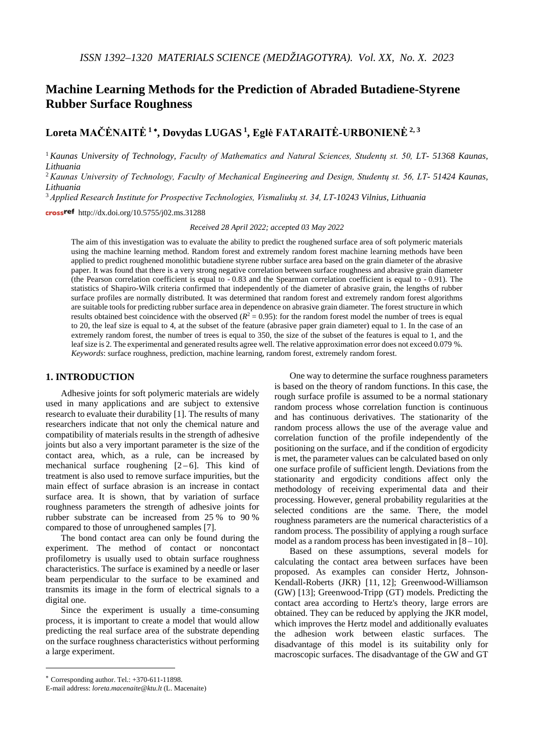# Machine Learning Methods for the Prediction of Abraded Butadiene-Styrene Rubber Surface Roughness

**Loreta MAČĖNAITĖ [1]*, Dovydas LUGAS [1], Eglė FATARAITĖ-URBONIENĖ [2, 3]**

[1] *Kaunas University of Technology, Faculty of Mathematics and Natural Sciences, Studentų st. 50, LT- 51368 Kaunas, Lithuania*

[2] *Kaunas University of Technology, Faculty of Mechanical Engineering and Design, Studentų st. 56, LT- 51424 Kaunas, Lithuania*

[3] *Applied Research Institute for Prospective Technologies, Vismaliukų st. 34, LT-10243 Vilnius, Lithuania*

crossref http://dx.doi.org/10.5755/j02.ms.31288

*Received 28 April 2022; accepted 03 May 2022*

The aim of this investigation was to evaluate the ability to predict the roughened surface area of soft polymeric materials using the machine learning method. Random forest and extremely random forest machine learning methods have been applied to predict roughened monolithic butadiene styrene rubber surface area based on the grain diameter of the abrasive paper. It was found that there is a very strong negative correlation between surface roughness and abrasive grain diameter (the Pearson correlation coefficient is equal to - 0.83 and the Spearman correlation coefficient is equal to - 0.91). The statistics of Shapiro-Wilk criteria confirmed that independently of the diameter of abrasive grain, the lengths of rubber surface profiles are normally distributed. It was determined that random forest and extremely random forest algorithms are suitable tools for predicting rubber surface area in dependence on abrasive grain diameter. The forest structure in which results obtained best coincidence with the observed ($R^2 = 0.95$): for the random forest model the number of trees is equal to 20, the leaf size is equal to 4, at the subset of the feature (abrasive paper grain diameter) equal to 1. In the case of an extremely random forest, the number of trees is equal to 350, the size of the subset of the features is equal to 1, and the leaf size is 2. The experimental and generated results agree well. The relative approximation error does not exceed 0.079 %.

*Keywords*: surface roughness, prediction, machine learning, random forest, extremely random forest.

## 1. INTRODUCTION

Adhesive joints for soft polymeric materials are widely used in many applications and are subject to extensive research to evaluate their durability [1]. The results of many researchers indicate that not only the chemical nature and compatibility of materials results in the strength of adhesive joints but also a very important parameter is the size of the contact area, which, as a rule, can be increased by mechanical surface roughening [2–6]. This kind of treatment is also used to remove surface impurities, but the main effect of surface abrasion is an increase in contact surface area. It is shown, that by variation of surface roughness parameters the strength of adhesive joints for rubber substrate can be increased from 25 % to 90 % compared to those of unroughened samples [7].

The bond contact area can only be found during the experiment. The method of contact or noncontact profilometry is usually used to obtain surface roughness characteristics. The surface is examined by a needle or laser beam perpendicular to the surface to be examined and transmits its image in the form of electrical signals to a digital one.

Since the experiment is usually a time-consuming process, it is important to create a model that would allow predicting the real surface area of the substrate depending on the surface roughness characteristics without performing a large experiment.

One way to determine the surface roughness parameters is based on the theory of random functions. In this case, the rough surface profile is assumed to be a normal stationary random process whose correlation function is continuous and has continuous derivatives. The stationarity of the random process allows the use of the average value and correlation function of the profile independently of the positioning on the surface, and if the condition of ergodicity is met, the parameter values can be calculated based on only one surface profile of sufficient length. Deviations from the stationarity and ergodicity conditions affect only the methodology of receiving experimental data and their processing. However, general probability regularities at the selected conditions are the same. There, the model roughness parameters are the numerical characteristics of a random process. The possibility of applying a rough surface model as a random process has been investigated in [8–10].

Based on these assumptions, several models for calculating the contact area between surfaces have been proposed. As examples can consider Hertz, Johnson-Kendall-Roberts (JKR) [11, 12]; Greenwood-Williamson (GW) [13]; Greenwood-Tripp (GT) models. Predicting the contact area according to Hertz's theory, large errors are obtained. They can be reduced by applying the JKR model, which improves the Hertz model and additionally evaluates the adhesion work between elastic surfaces. The disadvantage of this model is its suitability only for macroscopic surfaces. The disadvantage of the GW and GT

---

* Corresponding author. Tel.: +370-611-11898.
E-mail address: *loreta.macenaite@ktu.lt* (L. Macenaite)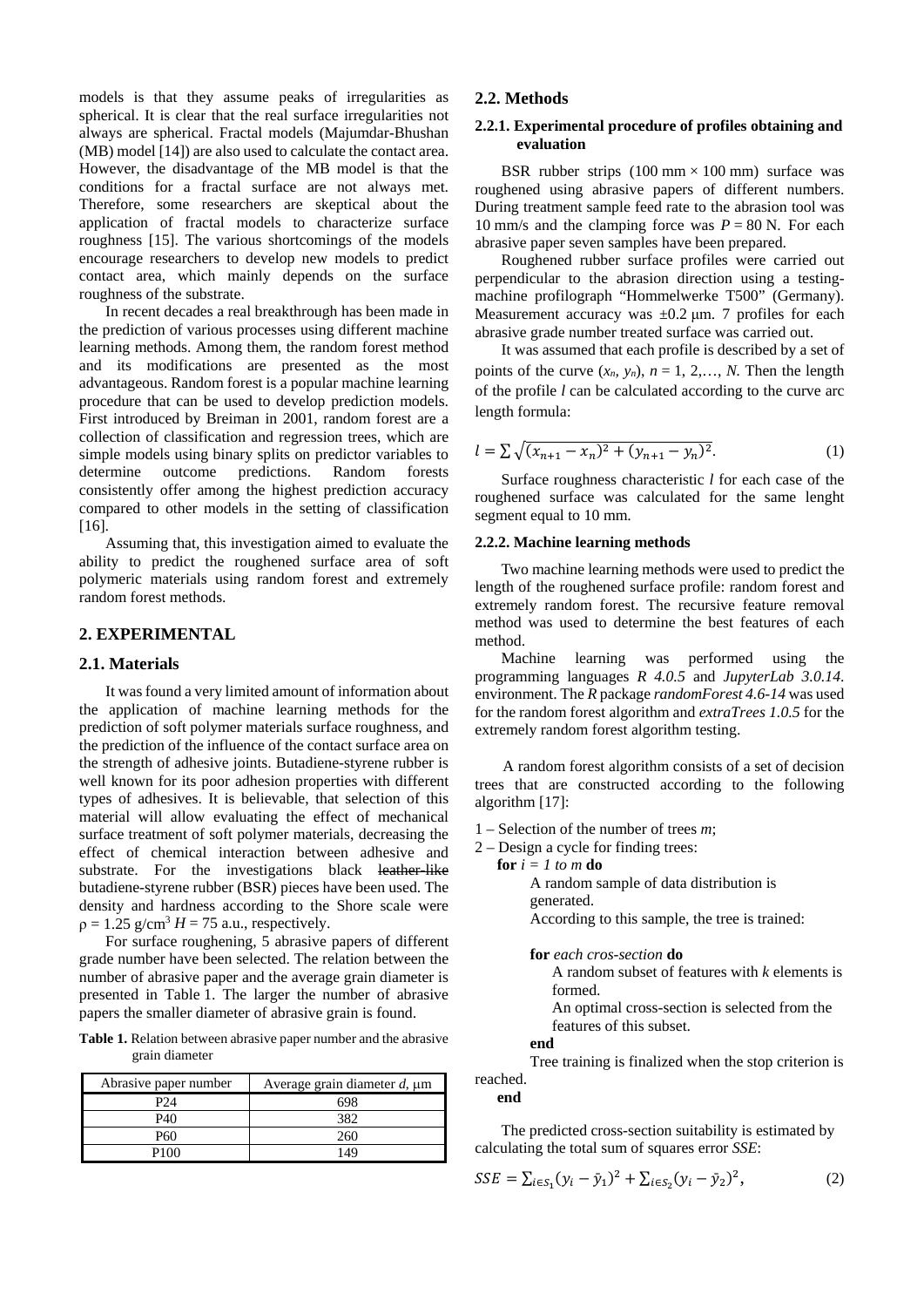models is that they assume peaks of irregularities as spherical. It is clear that the real surface irregularities not always are spherical. Fractal models (Majumdar-Bhushan (MB) model [14]) are also used to calculate the contact area. However, the disadvantage of the MB model is that the conditions for a fractal surface are not always met. Therefore, some researchers are skeptical about the application of fractal models to characterize surface roughness [15]. The various shortcomings of the models encourage researchers to develop new models to predict contact area, which mainly depends on the surface roughness of the substrate.

In recent decades a real breakthrough has been made in the prediction of various processes using different machine learning methods. Among them, the random forest method and its modifications are presented as the most advantageous. Random forest is a popular machine learning procedure that can be used to develop prediction models. First introduced by Breiman in 2001, random forest are a collection of classification and regression trees, which are simple models using binary splits on predictor variables to determine outcome predictions. Random forests consistently offer among the highest prediction accuracy compared to other models in the setting of classification [16].

Assuming that, this investigation aimed to evaluate the ability to predict the roughened surface area of soft polymeric materials using random forest and extremely random forest methods.

## 2. EXPERIMENTAL

### 2.1. Materials

It was found a very limited amount of information about the application of machine learning methods for the prediction of soft polymer materials surface roughness, and the prediction of the influence of the contact surface area on the strength of adhesive joints. Butadiene-styrene rubber is well known for its poor adhesion properties with different types of adhesives. It is believable, that selection of this material will allow evaluating the effect of mechanical surface treatment of soft polymer materials, decreasing the effect of chemical interaction between adhesive and substrate. For the investigations black ~~leather-like~~ butadiene-styrene rubber (BSR) pieces have been used. The density and hardness according to the Shore scale were $\rho = 1.25$ g/cm$^3$ $H = 75$ a.u., respectively.

For surface roughening, 5 abrasive papers of different grade number have been selected. The relation between the number of abrasive paper and the average grain diameter is presented in Table 1. The larger the number of abrasive papers the smaller diameter of abrasive grain is found.

**Table 1.** Relation between abrasive paper number and the abrasive grain diameter

| Abrasive paper number | Average grain diameter $d$, μm |
|---|---|
| P24 | 698 |
| P40 | 382 |
| P60 | 260 |
| P100 | 149 |

### 2.2. Methods

#### 2.2.1. Experimental procedure of profiles obtaining and evaluation

BSR rubber strips (100 mm × 100 mm) surface was roughened using abrasive papers of different numbers. During treatment sample feed rate to the abrasion tool was 10 mm/s and the clamping force was $P = 80$ N. For each abrasive paper seven samples have been prepared.

Roughened rubber surface profiles were carried out perpendicular to the abrasion direction using a testing-machine profilograph "Hommelwerke T500" (Germany). Measurement accuracy was ±0.2 μm. 7 profiles for each abrasive grade number treated surface was carried out.

It was assumed that each profile is described by a set of points of the curve ($x_n$, $y_n$), $n = 1, 2,\ldots, N$. Then the length of the profile $l$ can be calculated according to the curve arc length formula:

$$l = \sum \sqrt{(x_{n+1} - x_n)^2 + (y_{n+1} - y_n)^2}. \tag{1}$$

Surface roughness characteristic $l$ for each case of the roughened surface was calculated for the same lenght segment equal to 10 mm.

#### 2.2.2. Machine learning methods

Two machine learning methods were used to predict the length of the roughened surface profile: random forest and extremely random forest. The recursive feature removal method was used to determine the best features of each method.

Machine learning was performed using the programming languages *R 4.0.5* and *JupyterLab 3.0.14.* environment. The *R* package *randomForest 4.6-14* was used for the random forest algorithm and *extraTrees 1.0.5* for the extremely random forest algorithm testing.

A random forest algorithm consists of a set of decision trees that are constructed according to the following algorithm [17]:

1 – Selection of the number of trees $m$;
2 – Design a cycle for finding trees:

**for** $i = 1$ *to* $m$ **do**
    A random sample of data distribution is generated.
    According to this sample, the tree is trained:

    **for** *each cros-section* **do**
        A random subset of features with $k$ elements is formed.
        An optimal cross-section is selected from the features of this subset.
    **end**
    Tree training is finalized when the stop criterion is reached.
**end**

The predicted cross-section suitability is estimated by calculating the total sum of squares error *SSE*:

$$SSE = \sum_{i \in S_1} (y_i - \bar{y}_1)^2 + \sum_{i \in S_2} (y_i - \bar{y}_2)^2, \tag{2}$$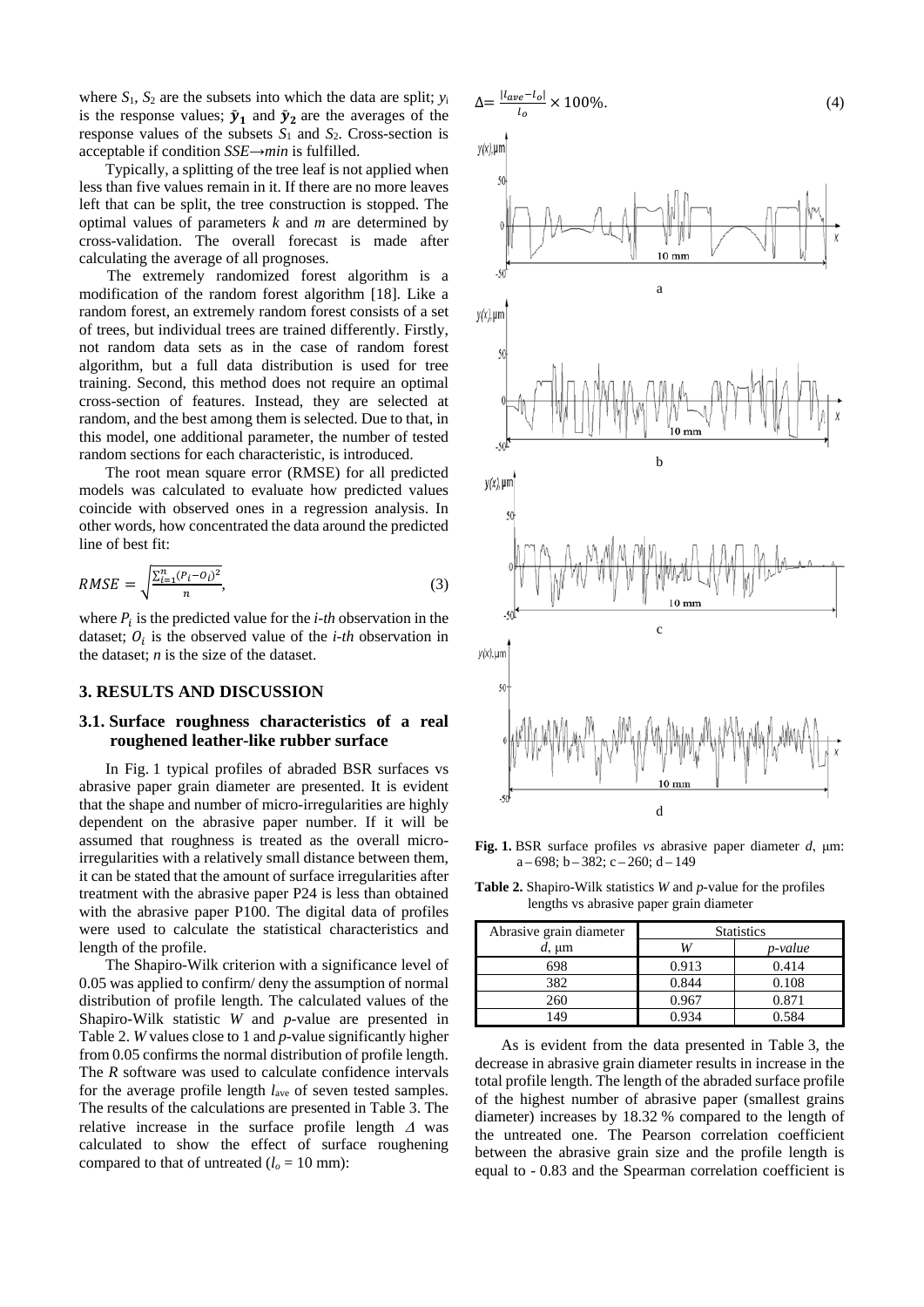where $S_1$, $S_2$ are the subsets into which the data are split; $y_i$ is the response values; $\bar{y}_1$ and $\bar{y}_2$ are the averages of the response values of the subsets $S_1$ and $S_2$. Cross-section is acceptable if condition $SSE \rightarrow min$ is fulfilled.

Typically, a splitting of the tree leaf is not applied when less than five values remain in it. If there are no more leaves left that can be split, the tree construction is stopped. The optimal values of parameters *k* and *m* are determined by cross-validation. The overall forecast is made after calculating the average of all prognoses.

The extremely randomized forest algorithm is a modification of the random forest algorithm [18]. Like a random forest, an extremely random forest consists of a set of trees, but individual trees are trained differently. Firstly, not random data sets as in the case of random forest algorithm, but a full data distribution is used for tree training. Second, this method does not require an optimal cross-section of features. Instead, they are selected at random, and the best among them is selected. Due to that, in this model, one additional parameter, the number of tested random sections for each characteristic, is introduced.

The root mean square error (RMSE) for all predicted models was calculated to evaluate how predicted values coincide with observed ones in a regression analysis. In other words, how concentrated the data around the predicted line of best fit:

$$RMSE = \sqrt{\frac{\sum_{i=1}^{n}(P_i - O_i)^2}{n}}, \tag{3}$$

where $P_i$ is the predicted value for the *i-th* observation in the dataset; $O_i$ is the observed value of the *i-th* observation in the dataset; *n* is the size of the dataset.

## 3. RESULTS AND DISCUSSION

### 3.1. Surface roughness characteristics of a real roughened leather-like rubber surface

In Fig. 1 typical profiles of abraded BSR surfaces vs abrasive paper grain diameter are presented. It is evident that the shape and number of micro-irregularities are highly dependent on the abrasive paper number. If it will be assumed that roughness is treated as the overall micro-irregularities with a relatively small distance between them, it can be stated that the amount of surface irregularities after treatment with the abrasive paper P24 is less than obtained with the abrasive paper P100. The digital data of profiles were used to calculate the statistical characteristics and length of the profile.

The Shapiro-Wilk criterion with a significance level of 0.05 was applied to confirm/ deny the assumption of normal distribution of profile length. The calculated values of the Shapiro-Wilk statistic *W* and *p*-value are presented in Table 2. *W* values close to 1 and *p*-value significantly higher from 0.05 confirms the normal distribution of profile length. The *R* software was used to calculate confidence intervals for the average profile length $l_{ave}$ of seven tested samples. The results of the calculations are presented in Table 3. The relative increase in the surface profile length $\Delta$ was calculated to show the effect of surface roughening compared to that of untreated ($l_o$ = 10 mm):

$$\Delta = \frac{|l_{ave} - l_o|}{l_o} \times 100\%. \tag{4}$$

**Fig. 1.** BSR surface profiles *vs* abrasive paper diameter *d*, μm: a – 698; b – 382; c – 260; d – 149

**Table 2.** Shapiro-Wilk statistics *W* and *p*-value for the profiles lengths vs abrasive paper grain diameter

| Abrasive grain diameter *d*, μm | Statistics | |
|---|---|---|
| | *W* | *p-value* |
| 698 | 0.913 | 0.414 |
| 382 | 0.844 | 0.108 |
| 260 | 0.967 | 0.871 |
| 149 | 0.934 | 0.584 |

As is evident from the data presented in Table 3, the decrease in abrasive grain diameter results in increase in the total profile length. The length of the abraded surface profile of the highest number of abrasive paper (smallest grains diameter) increases by 18.32 % compared to the length of the untreated one. The Pearson correlation coefficient between the abrasive grain size and the profile length is equal to - 0.83 and the Spearman correlation coefficient is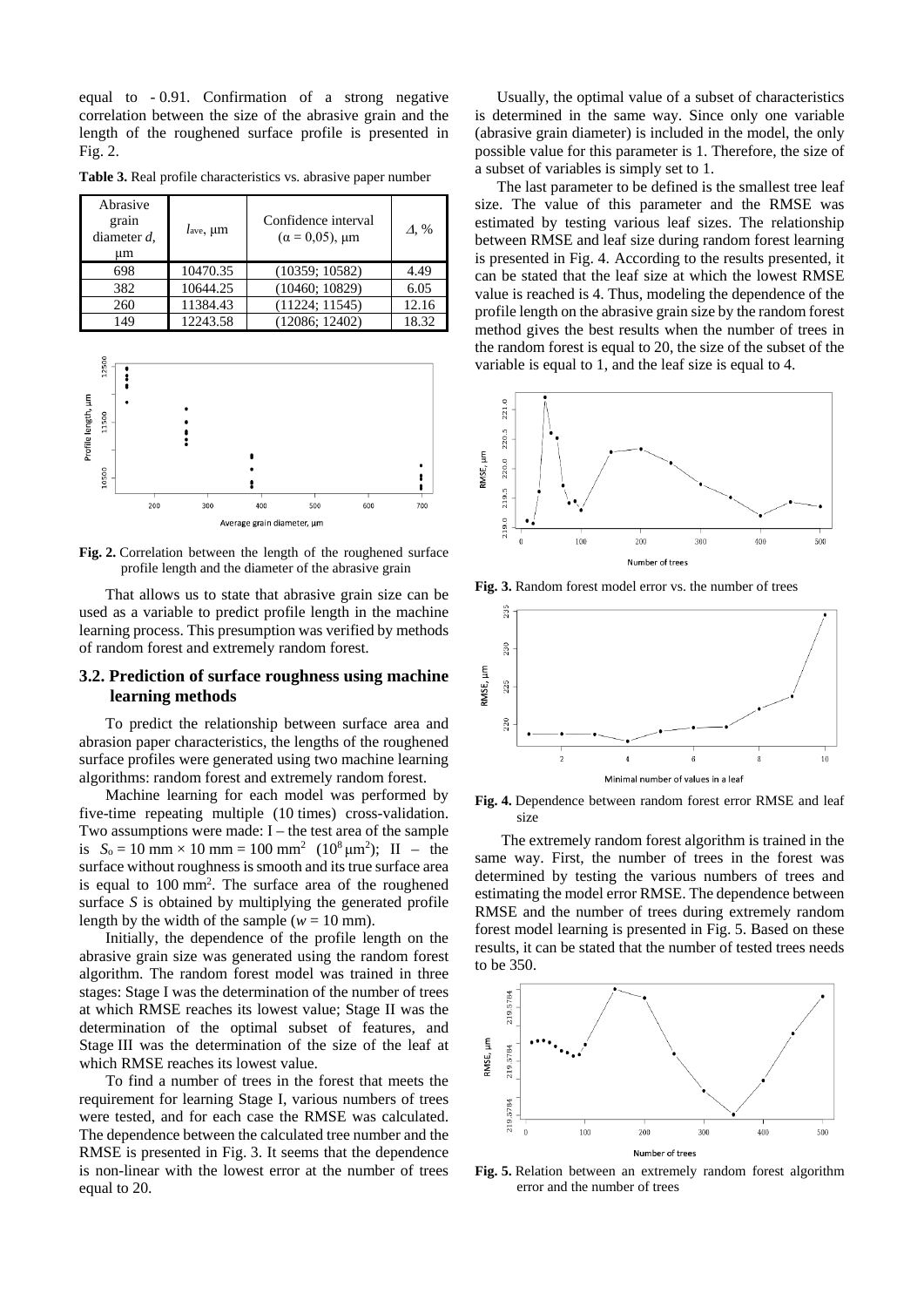equal to - 0.91. Confirmation of a strong negative correlation between the size of the abrasive grain and the length of the roughened surface profile is presented in Fig. 2.

**Table 3.** Real profile characteristics vs. abrasive paper number

| Abrasive grain diameter $d$, μm | $l_{ave}$, μm | Confidence interval ($\alpha = 0{,}05$), μm | $\Delta$, % |
|---|---|---|---|
| 698 | 10470.35 | (10359; 10582) | 4.49 |
| 382 | 10644.25 | (10460; 10829) | 6.05 |
| 260 | 11384.43 | (11224; 11545) | 12.16 |
| 149 | 12243.58 | (12086; 12402) | 18.32 |

**Fig. 2.** Correlation between the length of the roughened surface profile length and the diameter of the abrasive grain

That allows us to state that abrasive grain size can be used as a variable to predict profile length in the machine learning process. This presumption was verified by methods of random forest and extremely random forest.

### 3.2. Prediction of surface roughness using machine learning methods

To predict the relationship between surface area and abrasion paper characteristics, the lengths of the roughened surface profiles were generated using two machine learning algorithms: random forest and extremely random forest.

Machine learning for each model was performed by five-time repeating multiple (10 times) cross-validation. Two assumptions were made: I – the test area of the sample is $S_o = 10$ mm × 10 mm = 100 mm$^2$ ($10^8$ μm$^2$); II – the surface without roughness is smooth and its true surface area is equal to 100 mm$^2$. The surface area of the roughened surface $S$ is obtained by multiplying the generated profile length by the width of the sample ($w = 10$ mm).

Initially, the dependence of the profile length on the abrasive grain size was generated using the random forest algorithm. The random forest model was trained in three stages: Stage I was the determination of the number of trees at which RMSE reaches its lowest value; Stage II was the determination of the optimal subset of features, and Stage III was the determination of the size of the leaf at which RMSE reaches its lowest value.

To find a number of trees in the forest that meets the requirement for learning Stage I, various numbers of trees were tested, and for each case the RMSE was calculated. The dependence between the calculated tree number and the RMSE is presented in Fig. 3. It seems that the dependence is non-linear with the lowest error at the number of trees equal to 20.

Usually, the optimal value of a subset of characteristics is determined in the same way. Since only one variable (abrasive grain diameter) is included in the model, the only possible value for this parameter is 1. Therefore, the size of a subset of variables is simply set to 1.

The last parameter to be defined is the smallest tree leaf size. The value of this parameter and the RMSE was estimated by testing various leaf sizes. The relationship between RMSE and leaf size during random forest learning is presented in Fig. 4. According to the results presented, it can be stated that the leaf size at which the lowest RMSE value is reached is 4. Thus, modeling the dependence of the profile length on the abrasive grain size by the random forest method gives the best results when the number of trees in the random forest is equal to 20, the size of the subset of the variable is equal to 1, and the leaf size is equal to 4.

**Fig. 3.** Random forest model error vs. the number of trees

**Fig. 4.** Dependence between random forest error RMSE and leaf size

The extremely random forest algorithm is trained in the same way. First, the number of trees in the forest was determined by testing the various numbers of trees and estimating the model error RMSE. The dependence between RMSE and the number of trees during extremely random forest model learning is presented in Fig. 5. Based on these results, it can be stated that the number of tested trees needs to be 350.

**Fig. 5.** Relation between an extremely random forest algorithm error and the number of trees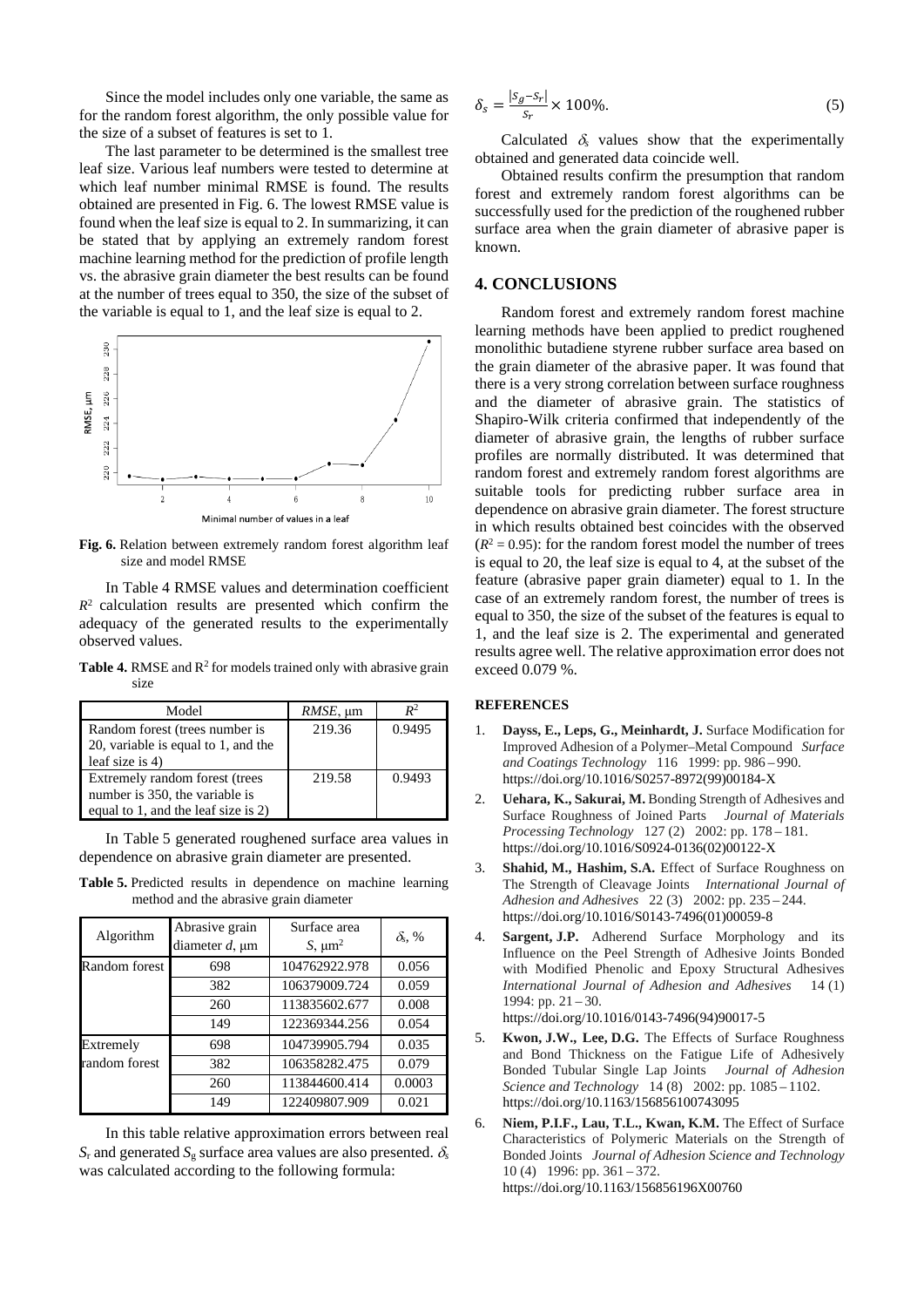Since the model includes only one variable, the same as for the random forest algorithm, the only possible value for the size of a subset of features is set to 1.

The last parameter to be determined is the smallest tree leaf size. Various leaf numbers were tested to determine at which leaf number minimal RMSE is found. The results obtained are presented in Fig. 6. The lowest RMSE value is found when the leaf size is equal to 2. In summarizing, it can be stated that by applying an extremely random forest machine learning method for the prediction of profile length vs. the abrasive grain diameter the best results can be found at the number of trees equal to 350, the size of the subset of the variable is equal to 1, and the leaf size is equal to 2.

**Fig. 6.** Relation between extremely random forest algorithm leaf size and model RMSE

In Table 4 RMSE values and determination coefficient $R^2$ calculation results are presented which confirm the adequacy of the generated results to the experimentally observed values.

**Table 4.** RMSE and $R^2$ for models trained only with abrasive grain size

| Model | *RMSE*, μm | $R^2$ |
|---|---|---|
| Random forest (trees number is 20, variable is equal to 1, and the leaf size is 4) | 219.36 | 0.9495 |
| Extremely random forest (trees number is 350, the variable is equal to 1, and the leaf size is 2) | 219.58 | 0.9493 |

In Table 5 generated roughened surface area values in dependence on abrasive grain diameter are presented.

**Table 5.** Predicted results in dependence on machine learning method and the abrasive grain diameter

| Algorithm | Abrasive grain diameter *d*, μm | Surface area *S*, μm² | $\delta_s$, % |
|---|---|---|---|
| Random forest | 698 | 104762922.978 | 0.056 |
| | 382 | 106379009.724 | 0.059 |
| | 260 | 113835602.677 | 0.008 |
| | 149 | 122369344.256 | 0.054 |
| Extremely random forest | 698 | 104739905.794 | 0.035 |
| | 382 | 106358282.475 | 0.079 |
| | 260 | 113844600.414 | 0.0003 |
| | 149 | 122409807.909 | 0.021 |

In this table relative approximation errors between real $S_r$ and generated $S_g$ surface area values are also presented. $\delta_s$ was calculated according to the following formula:

$$\delta_s = \frac{|S_g - S_r|}{S_r} \times 100\%. \tag{5}$$

Calculated $\delta_s$ values show that the experimentally obtained and generated data coincide well.

Obtained results confirm the presumption that random forest and extremely random forest algorithms can be successfully used for the prediction of the roughened rubber surface area when the grain diameter of abrasive paper is known.

## 4. CONCLUSIONS

Random forest and extremely random forest machine learning methods have been applied to predict roughened monolithic butadiene styrene rubber surface area based on the grain diameter of the abrasive paper. It was found that there is a very strong correlation between surface roughness and the diameter of abrasive grain. The statistics of Shapiro-Wilk criteria confirmed that independently of the diameter of abrasive grain, the lengths of rubber surface profiles are normally distributed. It was determined that random forest and extremely random forest algorithms are suitable tools for predicting rubber surface area in dependence on abrasive grain diameter. The forest structure in which results obtained best coincides with the observed ($R^2 = 0.95$): for the random forest model the number of trees is equal to 20, the leaf size is equal to 4, at the subset of the feature (abrasive paper grain diameter) equal to 1. In the case of an extremely random forest, the number of trees is equal to 350, the size of the subset of the features is equal to 1, and the leaf size is 2. The experimental and generated results agree well. The relative approximation error does not exceed 0.079 %.

### REFERENCES

1. **Dayss, E., Leps, G., Meinhardt, J.** Surface Modification for Improved Adhesion of a Polymer–Metal Compound *Surface and Coatings Technology* 116 1999: pp. 986 – 990. https://doi.org/10.1016/S0257-8972(99)00184-X
2. **Uehara, K., Sakurai, M.** Bonding Strength of Adhesives and Surface Roughness of Joined Parts *Journal of Materials Processing Technology* 127 (2) 2002: pp. 178 – 181. https://doi.org/10.1016/S0924-0136(02)00122-X
3. **Shahid, M., Hashim, S.A.** Effect of Surface Roughness on The Strength of Cleavage Joints *International Journal of Adhesion and Adhesives* 22 (3) 2002: pp. 235 – 244. https://doi.org/10.1016/S0143-7496(01)00059-8
4. **Sargent, J.P.** Adherend Surface Morphology and its Influence on the Peel Strength of Adhesive Joints Bonded with Modified Phenolic and Epoxy Structural Adhesives *International Journal of Adhesion and Adhesives* 14 (1) 1994: pp. 21 – 30. https://doi.org/10.1016/0143-7496(94)90017-5
5. **Kwon, J.W., Lee, D.G.** The Effects of Surface Roughness and Bond Thickness on the Fatigue Life of Adhesively Bonded Tubular Single Lap Joints *Journal of Adhesion Science and Technology* 14 (8) 2002: pp. 1085 – 1102. https://doi.org/10.1163/156856100743095
6. **Niem, P.I.F., Lau, T.L., Kwan, K.M.** The Effect of Surface Characteristics of Polymeric Materials on the Strength of Bonded Joints *Journal of Adhesion Science and Technology* 10 (4) 1996: pp. 361 – 372. https://doi.org/10.1163/156856196X00760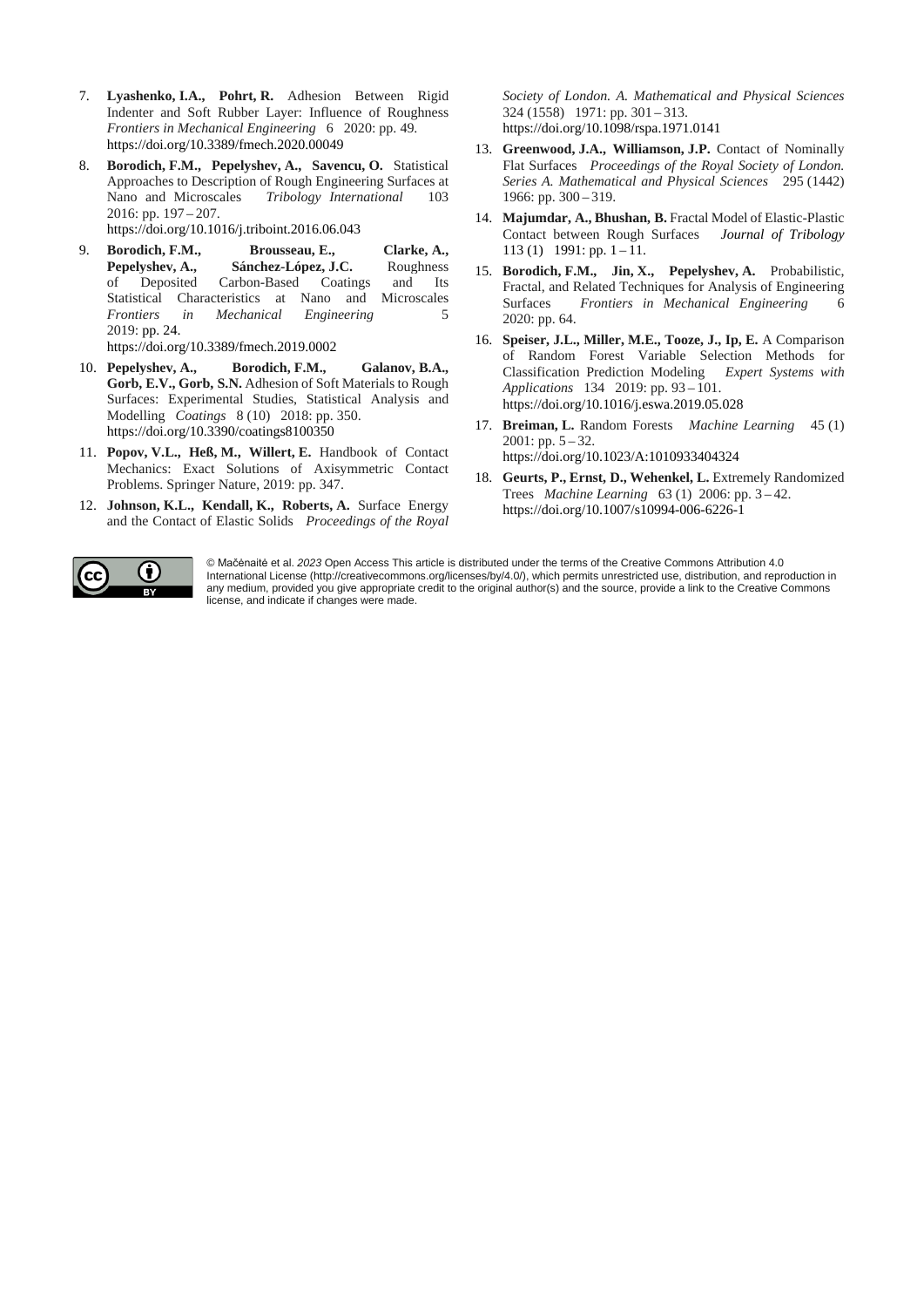7. **Lyashenko, I.A., Pohrt, R.** Adhesion Between Rigid Indenter and Soft Rubber Layer: Influence of Roughness *Frontiers in Mechanical Engineering* 6 2020: pp. 49. https://doi.org/10.3389/fmech.2020.00049
8. **Borodich, F.M., Pepelyshev, A., Savencu, O.** Statistical Approaches to Description of Rough Engineering Surfaces at Nano and Microscales *Tribology International* 103 2016: pp. 197 – 207. https://doi.org/10.1016/j.triboint.2016.06.043
9. **Borodich, F.M., Brousseau, E., Clarke, A., Pepelyshev, A., Sánchez-López, J.C.** Roughness of Deposited Carbon-Based Coatings and Its Statistical Characteristics at Nano and Microscales *Frontiers in Mechanical Engineering* 5 2019: pp. 24. https://doi.org/10.3389/fmech.2019.0002
10. **Pepelyshev, A., Borodich, F.M., Galanov, B.A., Gorb, E.V., Gorb, S.N.** Adhesion of Soft Materials to Rough Surfaces: Experimental Studies, Statistical Analysis and Modelling *Coatings* 8 (10) 2018: pp. 350. https://doi.org/10.3390/coatings8100350
11. **Popov, V.L., Heß, M., Willert, E.** Handbook of Contact Mechanics: Exact Solutions of Axisymmetric Contact Problems. Springer Nature, 2019: pp. 347.
12. **Johnson, K.L., Kendall, K., Roberts, A.** Surface Energy and the Contact of Elastic Solids *Proceedings of the Royal Society of London. A. Mathematical and Physical Sciences* 324 (1558) 1971: pp. 301 – 313. https://doi.org/10.1098/rspa.1971.0141
13. **Greenwood, J.A., Williamson, J.P.** Contact of Nominally Flat Surfaces *Proceedings of the Royal Society of London. Series A. Mathematical and Physical Sciences* 295 (1442) 1966: pp. 300 – 319.
14. **Majumdar, A., Bhushan, B.** Fractal Model of Elastic-Plastic Contact between Rough Surfaces *Journal of Tribology* 113 (1) 1991: pp. 1 – 11.
15. **Borodich, F.M., Jin, X., Pepelyshev, A.** Probabilistic, Fractal, and Related Techniques for Analysis of Engineering Surfaces *Frontiers in Mechanical Engineering* 6 2020: pp. 64.
16. **Speiser, J.L., Miller, M.E., Tooze, J., Ip, E.** A Comparison of Random Forest Variable Selection Methods for Classification Prediction Modeling *Expert Systems with Applications* 134 2019: pp. 93 – 101. https://doi.org/10.1016/j.eswa.2019.05.028
17. **Breiman, L.** Random Forests *Machine Learning* 45 (1) 2001: pp. 5 – 32. https://doi.org/10.1023/A:1010933404324
18. **Geurts, P., Ernst, D., Wehenkel, L.** Extremely Randomized Trees *Machine Learning* 63 (1) 2006: pp. 3 – 42. https://doi.org/10.1007/s10994-006-6226-1

© Mačėnaitė et al. *2023* Open Access This article is distributed under the terms of the Creative Commons Attribution 4.0 International License (http://creativecommons.org/licenses/by/4.0/), which permits unrestricted use, distribution, and reproduction in any medium, provided you give appropriate credit to the original author(s) and the source, provide a link to the Creative Commons license, and indicate if changes were made.